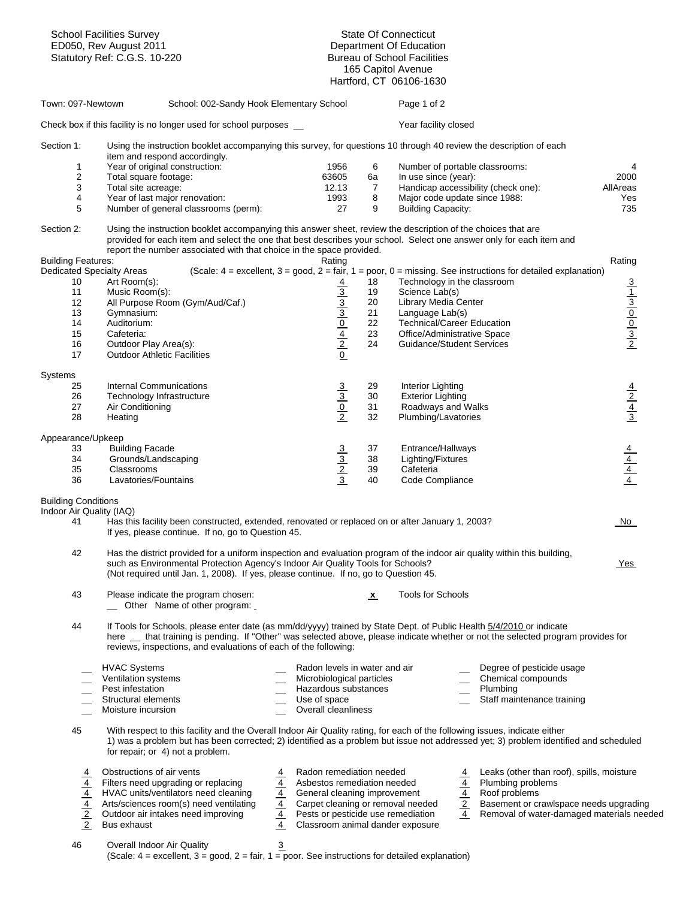School Facilities Survey
ED050, Rev August 2011
Statutory Ref: C.G.S. 10-220

State Of Connecticut
Department Of Education
Bureau of School Facilities
165 Capitol Avenue
Hartford, CT 06106-1630

Town: 097-Newtown School: 002-Sandy Hook Elementary School

Check box if this facility is no longer used for school purposes __ Year facility closed

**Section 1:** Using the instruction booklet accompanying this survey, for questions 10 through 40 review the description of each item and respond accordingly.

| # | Item | Value | # | Item | Value |
|---|---|---|---|---|---|
| 1 | Year of original construction: | 1956 | 6 | Number of portable classrooms: | 4 |
| 2 | Total square footage: | 63605 | 6a | In use since (year): | 2000 |
| 3 | Total site acreage: | 12.13 | 7 | Handicap accessibility (check one): | AllAreas |
| 4 | Year of last major renovation: | 1993 | 8 | Major code update since 1988: | Yes |
| 5 | Number of general classrooms (perm): | 27 | 9 | Building Capacity: | 735 |

**Section 2:** Using the instruction booklet accompanying this answer sheet, review the description of the choices that are provided for each item and select the one that best describes your school. Select one answer only for each item and report the number associated with that choice in the space provided.

**Building Features:**

Dedicated Specialty Areas (Scale: 4 = excellent, 3 = good, 2 = fair, 1 = poor, 0 = missing. See instructions for detailed explanation)

| # | Item | Rating | # | Item | Rating |
|---|---|---|---|---|---|
| 10 | Art Room(s): | 4 | 18 | Technology in the classroom | 3 |
| 11 | Music Room(s): | 3 | 19 | Science Lab(s) | 1 |
| 12 | All Purpose Room (Gym/Aud/Caf.) | 3 | 20 | Library Media Center | 3 |
| 13 | Gymnasium: | 3 | 21 | Language Lab(s) | 0 |
| 14 | Auditorium: | 0 | 22 | Technical/Career Education | 0 |
| 15 | Cafeteria: | 4 | 23 | Office/Administrative Space | 3 |
| 16 | Outdoor Play Area(s): | 2 | 24 | Guidance/Student Services | 2 |
| 17 | Outdoor Athletic Facilities | 0 | | | |

**Systems**

| # | Item | Rating | # | Item | Rating |
|---|---|---|---|---|---|
| 25 | Internal Communications | 3 | 29 | Interior Lighting | 4 |
| 26 | Technology Infrastructure | 3 | 30 | Exterior Lighting | 2 |
| 27 | Air Conditioning | 0 | 31 | Roadways and Walks | 4 |
| 28 | Heating | 2 | 32 | Plumbing/Lavatories | 3 |

**Appearance/Upkeep**

| # | Item | Rating | # | Item | Rating |
|---|---|---|---|---|---|
| 33 | Building Facade | 3 | 37 | Entrance/Hallways | 4 |
| 34 | Grounds/Landscaping | 3 | 38 | Lighting/Fixtures | 4 |
| 35 | Classrooms | 2 | 39 | Cafeteria | 4 |
| 36 | Lavatories/Fountains | 3 | 40 | Code Compliance | 4 |

**Building Conditions**

Indoor Air Quality (IAQ)

41 Has this facility been constructed, extended, renovated or replaced on or after January 1, 2003? **No**
If yes, please continue. If no, go to Question 45.

42 Has the district provided for a uniform inspection and evaluation program of the indoor air quality within this building, such as Environmental Protection Agency's Indoor Air Quality Tools for Schools? **Yes**
(Not required until Jan. 1, 2008). If yes, please continue. If no, go to Question 45.

43 Please indicate the program chosen: **x** Tools for Schools
__ Other Name of other program:

44 If Tools for Schools, please enter date (as mm/dd/yyyy) trained by State Dept. of Public Health 5/4/2010 or indicate here __ that training is pending. If "Other" was selected above, please indicate whether or not the selected program provides for reviews, inspections, and evaluations of each of the following:

- __ HVAC Systems
- __ Ventilation systems
- __ Pest infestation
- __ Structural elements
- __ Moisture incursion
- __ Radon levels in water and air
- __ Microbiological particles
- __ Hazardous substances
- __ Use of space
- __ Overall cleanliness
- __ Degree of pesticide usage
- __ Chemical compounds
- __ Plumbing
- __ Staff maintenance training

45 With respect to this facility and the Overall Indoor Air Quality rating, for each of the following issues, indicate either 1) was a problem but has been corrected; 2) identified as a problem but issue not addressed yet; 3) problem identified and scheduled for repair; or 4) not a problem.

| Rating | Issue | Rating | Issue | Rating | Issue |
|---|---|---|---|---|---|
| 4 | Obstructions of air vents | 4 | Radon remediation needed | 4 | Leaks (other than roof), spills, moisture |
| 4 | Filters need upgrading or replacing | 4 | Asbestos remediation needed | 4 | Plumbing problems |
| 4 | HVAC units/ventilators need cleaning | 4 | General cleaning improvement | 4 | Roof problems |
| 4 | Arts/sciences room(s) need ventilating | 4 | Carpet cleaning or removal needed | 2 | Basement or crawlspace needs upgrading |
| 2 | Outdoor air intakes need improving | 4 | Pests or pesticide use remediation | 4 | Removal of water-damaged materials needed |
| 2 | Bus exhaust | 4 | Classroom animal dander exposure | | |

46 Overall Indoor Air Quality **3**
(Scale: 4 = excellent, 3 = good, 2 = fair, 1 = poor. See instructions for detailed explanation)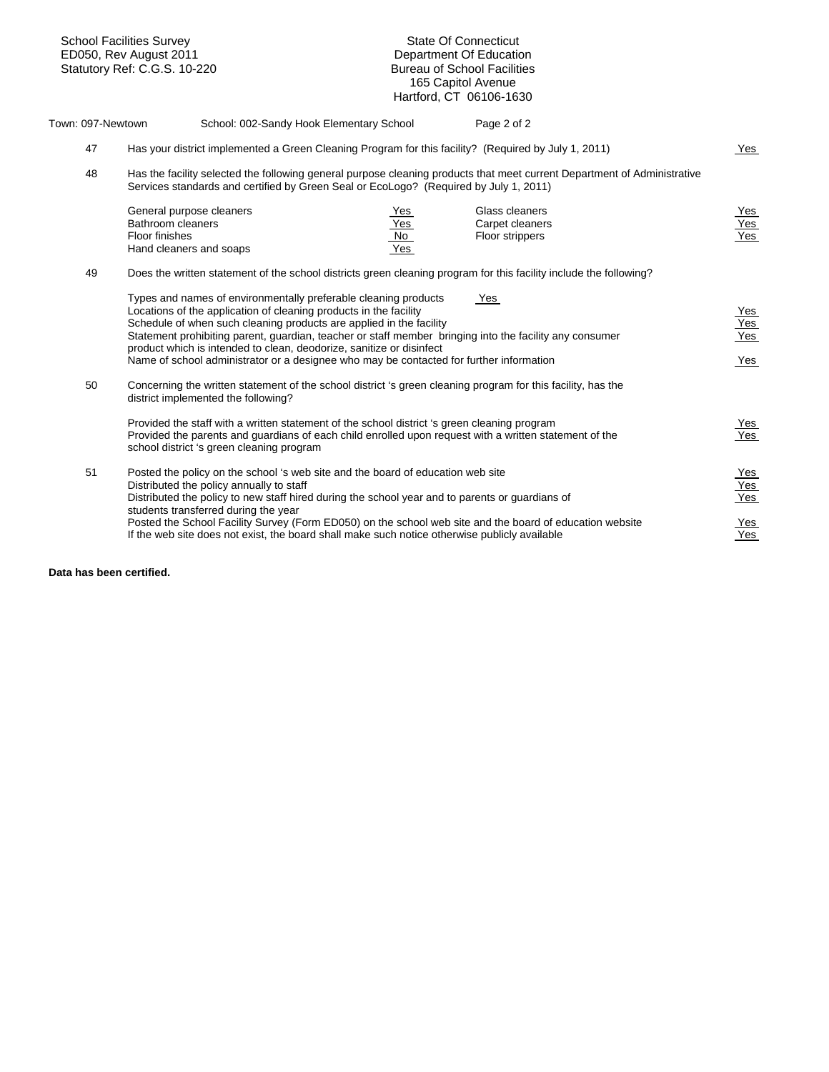School Facilities Survey
ED050, Rev August 2011
Statutory Ref: C.G.S. 10-220

State Of Connecticut
Department Of Education
Bureau of School Facilities
165 Capitol Avenue
Hartford, CT 06106-1630

Town: 097-Newtown     School: 002-Sandy Hook Elementary School

47 Has your district implemented a Green Cleaning Program for this facility? (Required by July 1, 2011) Yes

48 Has the facility selected the following general purpose cleaning products that meet current Department of Administrative Services standards and certified by Green Seal or EcoLogo? (Required by July 1, 2011)

| | | | |
|---|---|---|---|
| General purpose cleaners | Yes | Glass cleaners | Yes |
| Bathroom cleaners | Yes | Carpet cleaners | Yes |
| Floor finishes | No | Floor strippers | Yes |
| Hand cleaners and soaps | Yes | | |

49 Does the written statement of the school districts green cleaning program for this facility include the following?

| | |
|---|---|
| Types and names of environmentally preferable cleaning products | Yes |
| Locations of the application of cleaning products in the facility | Yes |
| Schedule of when such cleaning products are applied in the facility | Yes |
| Statement prohibiting parent, guardian, teacher or staff member bringing into the facility any consumer product which is intended to clean, deodorize, sanitize or disinfect | Yes |
| Name of school administrator or a designee who may be contacted for further information | Yes |

50 Concerning the written statement of the school district 's green cleaning program for this facility, has the district implemented the following?

| | |
|---|---|
| Provided the staff with a written statement of the school district 's green cleaning program | Yes |
| Provided the parents and guardians of each child enrolled upon request with a written statement of the school district 's green cleaning program | Yes |

51

| | |
|---|---|
| Posted the policy on the school 's web site and the board of education web site | Yes |
| Distributed the policy annually to staff | Yes |
| Distributed the policy to new staff hired during the school year and to parents or guardians of students transferred during the year | Yes |
| Posted the School Facility Survey (Form ED050) on the school web site and the board of education website | Yes |
| If the web site does not exist, the board shall make such notice otherwise publicly available | Yes |

**Data has been certified.**